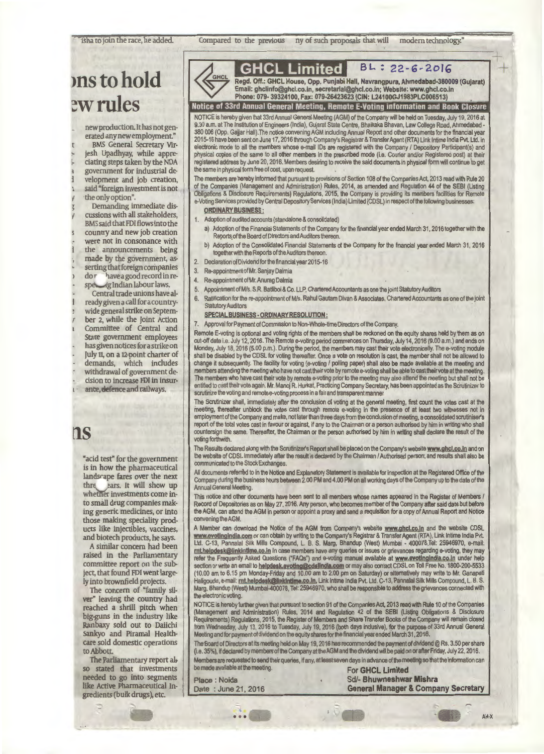# GHCL Limited

BL : 22-6-2016

**Regd. Off.: GHCL House, Opp. Punjabi Hall, Navrangpura, Ahmedabad-380009 (Gujarat)**
**Email: ghclinfo@ghcl.co.in, secretarial@ghcl.co.in; Website: www.ghcl.co.in**
**Phone: 079- 39324100, Fax: 079-26423623 (CIN: L24100GJ1983PLC006513)**

## Notice of 33rd Annual General Meeting, Remote E-Voting information and Book Closure

NOTICE is hereby given that 33rd Annual General Meeting (AGM) of the Company will be held on Tuesday, July 19, 2016 at 9.30 a.m. at The Institution of Engineers (India), Gujarat State Centre, Bhaikaka Bhavan, Law College Road, Ahmedabad - 380 006 (Opp. Gajjar Hall).The notice convening AGM including Annual Report and other documents for the financial year 2015-16 have been sent on June 17, 2016 through Company's Registrar & Transfer Agent (RTA) Link Intime India Pvt. Ltd. in electronic mode to all the members whose e-mail IDs are registered with the Company / Depository Participant(s) and physical copies of the same to all other members in the prescribed mode (i.e. Courier and/or Registered post) at their registered address by June 20, 2016. Members desiring to receive the said documents in physical form will continue to get the same in physical form free of cost, upon request.

The members are hereby informed that pursuant to provisions of Section 108 of the Companies Act, 2013 read with Rule 20 of the Companies (Management and Administration) Rules, 2014, as amended and Regulation 44 of the SEBI (Listing Obligations & Disclosure Requirements) Regulations, 2015, the Company is providing its members facilities for Remote e-Voting Services provided by Central Depository Services (India) Limited (CDSL) in respect of the following businesses:

**ORDINARY BUSINESS:**

1. Adoption of audited accounts (standalone & consolidated)
   a) Adoption of the Financial Statements of the Company for the financial year ended March 31, 2016 together with the Reports of the Board of Directors and Auditors thereon.
   b) Adoption of the Consolidated Financial Statements of the Company for the financial year ended March 31, 2016 together with the Reports of the Auditors thereon.
2. Declaration of Dividend for the financial year 2015-16
3. Re-appointment of Mr. Sanjay Dalmia
4. Re-appointment of Mr. Anurag Dalmia
5. Appointment of M/s. S.R. Batliboi & Co. LLP, Chartered Accountants as one the joint Statutory Auditors
6. Ratification for the re-appointment of M/s. Rahul Gautam Divan & Associates, Chartered Accountants as one of the joint Statutory Auditors

**SPECIAL BUSINESS - ORDINARY RESOLUTION:**

7. Approval for Payment of Commission to Non-Whole-time Directors of the Company.

Remote E-voting is optional and voting rights of the members shall be reckoned on the equity shares held by them as on cut-off date i.e. July 12, 2016. The Remote e-voting period commences on Thursday, July 14, 2016 (9.00 a.m.) and ends on Monday, July 18, 2016 (5.00 p.m.). During the period, the members may cast their vote electronically. The e-voting module shall be disabled by the CDSL for voting thereafter. Once a vote on resolution is cast, the member shall not be allowed to change it subsequently. The facility for voting (e-voting / polling paper) shall also be made available at the meeting and members attending the meeting who have not cast their vote by remote e-voting shall be able to cast their vote at the meeting. The members who have cast their vote by remote e-voting prior to the meeting may also attend the meeting but shall not be entitled to cast their vote again. Mr. Manoj R. Hurkat, Practicing Company Secretary, has been appointed as the Scrutinizer to scrutinize the voting and remote e-voting process in a fair and transparent manner.

The Scrutinizer shall, immediately after the conclusion of voting at the general meeting, first count the votes cast at the meeting, thereafter unblock the votes cast through remote e-voting in the presence of at least two witnesses not in employment of the Company and make, not later than three days from the conclusion of meeting, a consolidated scrutiniser's report of the total votes cast in favour or against, if any to the Chairman or a person authorised by him in writing who shall countersign the same. Thereafter, the Chairman or the person authorised by him in writing shall declare the result of the voting forthwith.

The Results declared along with the Scrutinizer's Report shall be placed on the Company's website www.ghcl.co.in and on the website of CDSL immediately after the result is declared by the Chairman / Authorised person; and results shall also be communicated to the Stock Exchanges.

All documents referred to in the Notice and Explanatory Statement is available for inspection at the Registered Office of the Company during the business hours between 2.00 PM and 4.00 PM on all working days of the Company up to the date of the Annual General Meeting.

This notice and other documents have been sent to all members whose names appeared in the Register of Members / Record of Depositories as on May 27, 2016. Any person, who becomes member of the Company after said date but before the AGM, can attend the AGM in person or appoint a proxy and send a requisition for a copy of Annual Report and Notice convening the AGM.

A Member can download the Notice of the AGM from Company's website www.ghcl.co.in and the website CDSL www.evotingindia.com or can obtain by writing to the Company's Registrar & Transfer Agent (RTA), Link Intime India Pvt. Ltd. C-13, Pannalal Silk Mills Compound, L. B. S. Marg, Bhandup (West) Mumbai - 400078, Tel: 25946970, e-mail: rnt.helpdesk@linkintime.co.in In case members have any queries or issues or grievances regarding e-voting, they may refer the Frequently Asked Questions ("FAQs") and e-voting manual available at www.evotingindia.co.in under help section or write an email to helpdesk.evoting@cdslindia.com or may also contact CDSL on Toll Free No. 1800-200-5533 (10.00 am to 6.15 pm Monday-Friday and 10.00 am to 2.00 pm on Saturday) or alternatively may write to Mr. Ganapati Haligouda, e-mail: rnt.helpdesk@linkintime.co.in, Link Intime India Pvt. Ltd. C-13, Pannalal Silk Mills Compound, L. B. S. Marg, Bhandup (West) Mumbai-400078, Tel: 25946970, who shall be responsible to address the grievances connected with the electronic voting.

NOTICE is hereby further given that pursuant to section 91 of the Companies Act, 2013 read with Rule 10 of the Companies (Management and Administration) Rules, 2014 and Regulation 42 of the SEBI (Listing Obligations & Disclosure Requirements) Regulations, 2015, the Register of Members and Share Transfer Books of the Company will remain closed from Wednesday, July 13, 2016 to Tuesday, July 19, 2016 (both days inclusive), for the purpose of 33rd Annual General Meeting and for payment of dividend on the equity shares for the financial year ended March 31, 2016.

The Board of Directors at its meeting held on May 19, 2016 has recommended the payment of dividend @ Rs. 3.50 per share (i.e. 35%), if declared by members of the Company at the AGM and the dividend will be paid on or after Friday, July 22, 2016.

Members are requested to send their queries, if any, at least seven days in advance of the meeting so that the information can be made available at the meeting.

Place : Noida
Date : June 21, 2016

**For GHCL Limited**
**Sd/- Bhuwneshwar Mishra**
**General Manager & Company Secretary**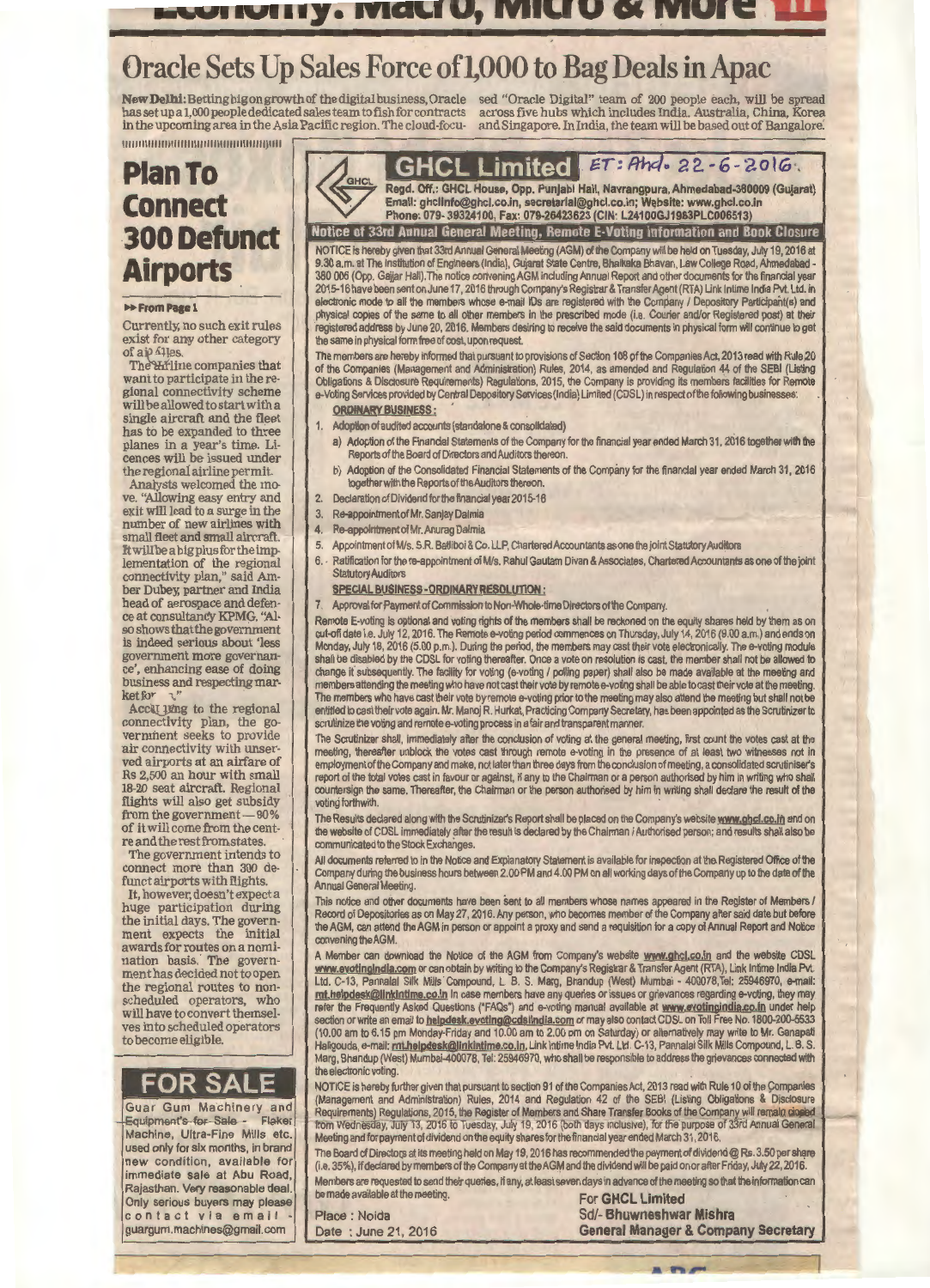# Oracle Sets Up Sales Force of 1,000 to Bag Deals in Apac

**New Delhi:** Betting big on growth of the digital business, Oracle has set up a 1,000 people dedicated sales team to fish for contracts in the upcoming area in the Asia Pacific region. The cloud-focused "Oracle Digital" team of 200 people each, will be spread across five hubs which includes India, Australia, China, Korea and Singapore. In India, the team will be based out of Bangalore.

# Plan To Connect 300 Defunct Airports

▸▸ From Page 1

Currently, no such exit rules exist for any other category of airlines.

The airline companies that want to participate in the regional connectivity scheme will be allowed to start with a single aircraft and the fleet has to be expanded to three planes in a year's time. Licences will be issued under the regional airline permit.

Analysts welcomed the move. "Allowing easy entry and exit will lead to a surge in the number of new airlines with small fleet and small aircraft. It will be a big plus for the implementation of the regional connectivity plan," said Amber Dubey, partner and India head of aerospace and defence at consultancy KPMG. "Also shows that the government is indeed serious about 'less government more governance', enhancing ease of doing business and respecting market for ."

According to the regional connectivity plan, the government seeks to provide air connectivity with unserved airports at an airfare of Rs 2,500 an hour with small 18-20 seat aircraft. Regional flights will also get subsidy from the government — 80% of it will come from the centre and the rest from states.

The government intends to connect more than 300 defunct airports with flights.

It, however, doesn't expect a huge participation during the initial days. The government expects the initial awards for routes on a nomination basis. The government has decided not to open the regional routes to non-scheduled operators, who will have to convert themselves into scheduled operators to become eligible.

## FOR SALE

Guar Gum Machinery and Equipment's for Sale - Flaker Machine, Ultra-Fine Mills etc. used only for six months, in brand new condition, available for immediate sale at Abu Road, Rajasthan. Very reasonable deal. Only serious buyers may please contact via email - guargum.machines@gmail.com

## GHCL Limited

ET: Ahd. 22-6-2016.

**Regd. Off.: GHCL House, Opp. Punjabi Hall, Navrangpura, Ahmedabad-380009 (Gujarat)**
**Email: ghclinfo@ghcl.co.in, secretarial@ghcl.co.in; Website: www.ghcl.co.in**
**Phone: 079-39324100, Fax: 079-26423623 (CIN: L24100GJ1983PLC006513)**

### Notice of 33rd Annual General Meeting, Remote E-Voting information and Book Closure

NOTICE is hereby given that 33rd Annual General Meeting (AGM) of the Company will be held on Tuesday, July 19, 2016 at 9.30 a.m. at The Institution of Engineers (India), Gujarat State Centre, Bhaikaka Bhavan, Law College Road, Ahmedabad - 380 006 (Opp. Gajjar Hall). The notice convening AGM including Annual Report and other documents for the financial year 2015-16 have been sent on June 17, 2016 through Company's Registrar & Transfer Agent (RTA) Link Intime India Pvt. Ltd. in electronic mode to all the members whose e-mail IDs are registered with the Company / Depository Participant(s) and physical copies of the same to all other members in the prescribed mode (i.e. Courier and/or Registered post) at their registered address by June 20, 2016. Members desiring to receive the said documents in physical form will continue to get the same in physical form free of cost, upon request.

The members are hereby informed that pursuant to provisions of Section 108 of the Companies Act, 2013 read with Rule 20 of the Companies (Management and Administration) Rules, 2014, as amended and Regulation 44 of the SEBI (Listing Obligations & Disclosure Requirements) Regulations, 2015, the Company is providing its members facilities for Remote e-Voting Services provided by Central Depository Services (India) Limited (CDSL) in respect of the following businesses:

**ORDINARY BUSINESS:**

1. Adoption of audited accounts (standalone & consolidated)
   a) Adoption of the Financial Statements of the Company for the financial year ended March 31, 2016 together with the Reports of the Board of Directors and Auditors thereon.
   b) Adoption of the Consolidated Financial Statements of the Company for the financial year ended March 31, 2016 together with the Reports of the Auditors thereon.
2. Declaration of Dividend for the financial year 2015-16
3. Re-appointment of Mr. Sanjay Dalmia
4. Re-appointment of Mr. Anurag Dalmia
5. Appointment of M/s. S.R. Batliboi & Co. LLP, Chartered Accountants as one the joint Statutory Auditors
6. Ratification for the re-appointment of M/s. Rahul Gautam Divan & Associates, Chartered Accountants as one of the joint Statutory Auditors

**SPECIAL BUSINESS - ORDINARY RESOLUTION:**

7. Approval for Payment of Commission to Non-Whole-time Directors of the Company.

Remote E-voting is optional and voting rights of the members shall be reckoned on the equity shares held by them as on cut-off date i.e. July 12, 2016. The Remote e-voting period commences on Thursday, July 14, 2016 (9.00 a.m.) and ends on Monday, July 18, 2016 (5.00 p.m.). During the period, the members may cast their vote electronically. The e-voting module shall be disabled by the CDSL for voting thereafter. Once a vote on resolution is cast, the member shall not be allowed to change it subsequently. The facility for voting (e-voting / polling paper) shall also be made available at the meeting and members attending the meeting who have not cast their vote by remote e-voting shall be able to cast their vote at the meeting. The members who have cast their vote by remote e-voting prior to the meeting may also attend the meeting but shall not be entitled to cast their vote again. Mr. Manoj R. Hurkat, Practicing Company Secretary, has been appointed as the Scrutinizer to scrutinize the voting and remote e-voting process in a fair and transparent manner.

The Scrutinizer shall, immediately after the conclusion of voting at the general meeting, first count the votes cast at the meeting, thereafter unblock the votes cast through remote e-voting in the presence of at least two witnesses not in employment of the Company and make, not later than three days from the conclusion of meeting, a consolidated scrutiniser's report of the total votes cast in favour or against, if any to the Chairman or a person authorised by him in writing who shall countersign the same. Thereafter, the Chairman or the person authorised by him in writing shall declare the result of the voting forthwith.

The Results declared along with the Scrutinizer's Report shall be placed on the Company's website www.ghcl.co.in and on the website of CDSL immediately after the result is declared by the Chairman / Authorised person; and results shall also be communicated to the Stock Exchanges.

All documents referred to in the Notice and Explanatory Statement is available for inspection at the Registered Office of the Company during the business hours between 2.00 PM and 4.00 PM on all working days of the Company up to the date of the Annual General Meeting.

This notice and other documents have been sent to all members whose names appeared in the Register of Members / Record of Depositories as on May 27, 2016. Any person, who becomes member of the Company after said date but before the AGM, can attend the AGM in person or appoint a proxy and send a requisition for a copy of Annual Report and Notice convening the AGM.

A Member can download the Notice of the AGM from Company's website www.ghcl.co.in and the website CDSL www.cdslindia.com or can obtain by writing to the Company's Registrar & Transfer Agent (RTA), Link Intime India Pvt. Ltd. C-13, Pannalal Silk Mills Compound, L. B. S. Marg, Bhandup (West) Mumbai - 400078, Tel: 25946970, e-mail: rnt.helpdesk@linkintime.co.in In case members have any queries or issues or grievances regarding e-voting, they may refer the Frequently Asked Questions ("FAQs") and e-voting manual available at www.evotingindia.co.in under help section or write an email to helpdesk.evoting@cdslindia.com or may also contact CDSL on Toll Free No. 1800-200-5533 (10.00 am to 6.15 pm Monday-Friday and 10.00 am to 2.00 pm on Saturday) or alternatively may write to Mr. Ganapati Haligouda, e-mail: rnt.helpdesk@linkintime.co.in, Link Intime India Pvt. Ltd. C-13, Pannalal Silk Mills Compound, L. B. S. Marg, Bhandup (West) Mumbai-400078, Tel: 25946970, who shall be responsible to address the grievances connected with the electronic voting.

NOTICE is hereby further given that pursuant to section 91 of the Companies Act, 2013 read with Rule 10 of the Companies (Management and Administration) Rules, 2014 and Regulation 42 of the SEBI (Listing Obligations & Disclosure Requirements) Regulations, 2015, the Register of Members and Share Transfer Books of the Company will remain closed from Wednesday, July 13, 2016 to Tuesday, July 19, 2016 (both days inclusive), for the purpose of 33rd Annual General Meeting and for payment of dividend on the equity shares for the financial year ended March 31, 2016.

The Board of Directors at its meeting held on May 19, 2016 has recommended the payment of dividend @ Rs. 3.50 per share (i.e. 35%), if declared by members of the Company at the AGM and the dividend will be paid on or after Friday, July 22, 2016.

Members are requested to send their queries, if any, at least seven days in advance of the meeting so that the information can be made available at the meeting.

Place : Noida
Date : June 21, 2016

**For GHCL Limited**
**Sd/- Bhuwneshwar Mishra**
**General Manager & Company Secretary**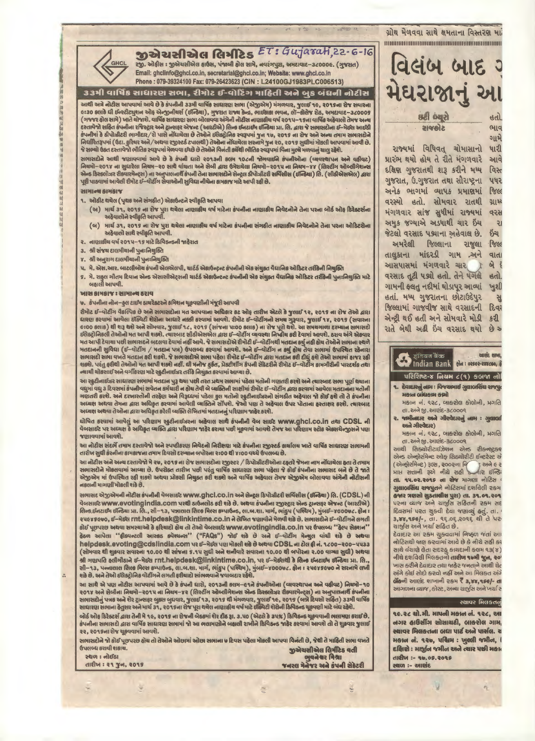# જીએચસીએલ લિમિટેડ

ET: Gujarati, 22-6-16

રજી. ઓફિસ : જીએચસીએલ હાઉસ, પંજાબી હોલ સામે, નવરંગપુરા, અમદાવાદ-૩૮૦૦૦૯. (ગુજરાત)
Email: ghclinfo@ghcl.co.in, secretarial@ghcl.co.in; Website: www.ghcl.co.in
Phone : 079-39324100 Fax: 079-26423623 (CIN : L24100GJ1983PLC006513)

## ૩૩મી વાર્ષિક સાધારણ સભા, રીમોટ ઈ-વોટિંગ માહિતી અને બુક બંધની નોટીસ

આથી અત્રે નોટીસ આપવામાં આવે છે કે કંપનીની ૩૩મી વાર્ષિક સાધારણ સભા (એજીએમ) મંગળવાર, જુલાઈ ૧૯, ૨૦૧૬ના રોજ સવારના ૯:૩૦ કલાકે ધી ઈન્સ્ટીટ્યુશન ઓફ એન્જીનીયર્સ (ઈન્ડિયા), ગુજરાત રાજ્ય કેન્દ્ર, ભાઈકાકા ભવન, લૉ-કોલેજ રોડ, અમદાવાદ-૩૮૦૦૦૬ (ગજ્જર હોલ સામે) ખાતે યોજાશે. વાર્ષિક સાધારણ સભા બોલાવવા અંગેની નોટીસ નાણાકીય વર્ષ ૨૦૧૫-૧૬ના વાર્ષિક અહેવાલો તેમજ અન્ય દસ્તાવેજો સહિત કંપનીના રજિસ્ટ્રાર અને ટ્રાન્સફર એજન્ટ (આરટીએ) લિન્ક ઈનટાઈમ ઈન્ડિયા પ્રા. લિ. દ્વારા જે સભાસદોના ઈ-મેઈલ આઈડી કંપનીમાં કે ડીપોઝીટરી ભાગીદાર/રો પાસે નોંધાયેલા છે તેઓને ઈલેક્ટ્રોનિક સ્વરૂપમાં જુન ૧૭, ૨૦૧૬ ના રોજ અને અન્ય તમામ સભાસદોને નિર્ધારિતરૂપમાં (ઉદા. કુરિયર અને/અથવા રજીસ્ટર્ડ ટપાલથી) તેઓના નોંધાયેલા સરનામે જુન ૨૦, ૨૦૧૬ સુધીમાં મોકલી આપવામાં આવી છે. જે સભ્યો ઉક્ત દસ્તાવેજો ભૌતિક સ્વરૂપમાં મેળવવા ઈચ્છે છે તેઓને વિનંતી કર્યેથી ભૌતિક સ્વરૂપમાં વિના મૂલ્યે મળવાનું ચાલુ રહેશે.

સભાસદોને આથી જણાવવામાં આવે છે કે કંપની ધારો ૨૦૧૩ની કલમ ૧૦૮ની જોગવાઈને કંપનીઓના (વ્યવસ્થાપન અને વહીવટ) નિયમો-૨૦૧૪ ના સુધારેલા નિયમ-૨૦ સાથે વાંચતા અને સેબી દ્વારા ઉમેરાયેલા નિયમો-૨૦૧૫ ના નિયમ-૪૪ (લિસ્ટીંગ ઓબ્લીગેશન્સ એન્ડ ડિસ્કલોઝર રીક્વાયરમેન્ટ્સ) ના અનુપાલનાર્થે કંપની તેના સભાસદોને સેન્ટ્રલ ડીપોઝીટરી સર્વિસીસ (ઈન્ડિયા) લિ. (સીડીએસએલ) દ્વારા પૂરી પાડવામાં આવેલી રીમોટ ઈ-વોટીંગ સેવાઓની સુવિધા નીચેના કામકાજ માટે આપી રહી છે.

**સામાન્ય કામકાજ**

૧. ઓડીટ થયેલ (પૃથક અને સંગઠીત) એકાઉન્ટને સ્વીકૃતિ આપવા
   (અ) માર્ચ ૩૧, ૨૦૧૬ ના રોજ પુરા થયેલા નાણાકીય વર્ષ માટેના કંપનીના નાણાકીય નિવેદનોને તેના પરના બોર્ડ ઓફ ડિરેક્ટર્સના અહેવાલોને સ્વીકૃતિ આપવી.
   (બ) માર્ચ ૩૧, ૨૦૧૬ ના રોજ પુરા થયેલા નાણાકીય વર્ષ માટેના કંપનીના સંગઠીત નાણાકીય નિવેદનોને તેના પરના ઓડિટરોના અહેવાલો સાથે સ્વીકૃતિ આપવી.
૨. નાણાકીય વર્ષ ૨૦૧૫-૧૬ માટે ડિવિડન્ડની જાહેરાત
૩. શ્રી સંજય દાલમીયાની પુનઃનિયુક્તિ
૪. શ્રી અનુરાગ દાલમીયાની પુનઃનિયુક્તિ
૫. મે. એસ.આર. બાટલીબોય કંપની એલએલપી, ચાર્ટર્ડ એકાઉન્ટન્ટ કંપનીની એક સંયુક્ત વૈધાનિક ઓડિટર તરીકેની નિયુક્તિ
૬. મે. રાહુલ ગૌતમ દિવાન એન્ડ એસોસીએટ્સની ચાર્ટર્ડ એકાઉન્ટન્ટ કંપનીની એક સંયુક્ત વૈધાનિક ઓડિટર તરીકેની પુનઃનિયુક્તિ માટે બહાલી આપવી.

**ખાસ કામકાજ : સામાન્ય ઠરાવ**

૭. કંપનીના નોન-ફુલ ટાઈમ ડાયરેક્ટરને કમિશન ચૂકવણીની મંજૂરી આપવી

રીમોટ ઈ-વોટીંગ વૈકલ્પિક છે અને સભાસદોના મત આપવાના અધિકાર કટ ઓફ તારીખ એટલે કે જુલાઈ ૧૨, ૨૦૧૬ ના રોજ તેઓ દ્વારા ધારણ કરવામાં આવેલા ઈક્વિટી શેરોના આધારે નક્કી કરવામાં આવશે. રીમોટ ઈ-વોટીંગનો સમય ગુરૂવાર, જુલાઈ ૧૪, ૨૦૧૬ (સવારના ૯:૦૦ કલાક) થી શરૂ થશે અને સોમવાર, જુલાઈ ૧૮, ૨૦૧૬ (સાંજના ૫:૦૦ કલાક) ના રોજ પૂરો થશે. આ સમયગાળા દરમ્યાન સભાસદો ઈલેક્ટ્રોનિકલી તેઓનો મત આપી શકશે. ત્યારબાદ સીડીએસએલ દ્વારા ઈ-વોટીંગ વ્યવસ્થા નિષ્ક્રીય કરી દેવામાં આવશે. ઠરાવ અંગે એકવાર મત આપી દેવાયા પછી સભાસદને બદલવા દેવામાં નહીં આવે. જે સભાસદોએ રીમોટ ઈ-વોટીંગથી મતદાન કર્યું નહીં હોય તેઓને સભાના સ્થળે મતદાનની સુવિધા (ઈ-વોટીંગ / મતદાન પત્ર) ઉપલબ્ધ કરવામાં આવશે. અને ઈ-વોટીંગ ન કર્યુ હોય તેવા સભામાં ઉપસ્થિત રહેનારા સભાસદો સભા વખતે મતદાન કરી શકશે. જે સભાસદોએ સભા પહેલા રીમોટ ઈ-વોટીંગ દ્વારા મતદાન કરી દીધું હશે તેઓ સભામાં હાજર રહી શકશે. પરંતુ ફરીથી તેઓનો મત આપી શકશે નહીં. શ્રી મનોજ હુર્કટ, પ્રેક્ટીસીંગ કંપની સેક્રેટરીને રીમોટ ઈ-વોટીંગ કામગીરીની પારદર્શક તથા ન્યાયી ચોકસાઈ અને વર્ગીકરણ માટે સ્ક્રુટીનાઈઝર તરીકે નિયુક્ત કરવામાં આવ્યા છે.

આ સ્ક્રુટીનાઈઝર સાધારણ સભામાં મતદાન પુરૂ થયા પછી તરત પ્રથમ સભામાં પડેલા મતોની ગણતરી કરશે અને ત્યારબાદ સભા પૂર્ણ થયાના વધુમાં વધુ ૩ દિવસમાં કંપનીમાં સવેતન કર્મચારી ન હોય તેવી બે વ્યક્તિની સાક્ષીમાં રીમોટ ઈ-વોટીંગ દ્વારા કરવામાં આવેલા મતદાનના મતોની ગણતરી કરશે. અને દરખાસ્તોની તરફેણ અને વિરૂધ્ધમાં પડેલા કુલ મતોનો સ્ક્રુટીનાઈઝરનો સંગઠીત અહેવાલ જો કોઈ હશે તો તે કંપનીના અધ્યક્ષ અથવા તેમના દ્વારા અધિકૃત કરવામાં આવેલી વ્યક્તિને સોંપશે. જેઓ પણ તે અહેવાલ ઉપર પોતાના હસ્તાક્ષર કરશે. ત્યારબાદ અધ્યક્ષ અથવા તેઓના દ્વારા અધિકૃત કરેલી વ્યક્તિ લેખિતમાં મતદાનનું પરિણામ જાહેર કરશે.

ઘોષિત કરવામાં આવેલું આ પરિણામ સ્ક્રુટીનાઈઝરના અહેવાલ સાથે કંપનીની વેબ સાઈટ www.ghcl.co.in તથા CDSL ની વેબસાઈટ પર અધ્યક્ષ કે અધિકૃત વ્યક્તિ દ્વારા પરિણામ જાહેર કરાયા પછી મૂકવામાં આવશે તેમજ આ પરિણામ સ્ટોક એક્સચેન્જીસને પણ જણાવવામાં આવશે.

આ નોટીસ સંદર્ભે તમામ દસ્તાવેજો અને સ્પષ્ટીકરણ નિવેદનો નિરીક્ષણ માટે કંપનીના રજીસ્ટર્ડ કાર્યાલય ખાતે વાર્ષિક સાધારણ સભાની તારીખ સુધી દરેક કામકાજના તમામ દિવસો દરમ્યાન બપોરના ૨:૦૦ થી ૪:૦૦ વચ્ચે ઉપલબ્ધ છે.

આ નોટીસ અને અન્ય દસ્તાવેજો મે ૨૭, ૨૦૧૬ ના રોજ સભાસદોના રજીસ્ટર / ડીપોઝીટરીઓના દફતરે જેમના નામ નોંધાયેલા હતા તે તમામ સભાસદોને મોકલવામાં આવ્યા છે. ઉપરોક્ત તારીખ પછી પરંતુ વાર્ષિક સાધારણ સભા પહેલા જે કોઈ કંપનીના સભાસદ બને છે તે જાતે એજીએમ માં ઉપસ્થિત રહી શકશે અથવા પ્રોક્સી નિયુક્ત કરી શકશે અને વાર્ષિક અહેવાલ તેમજ એજીએમ બોલાવવા અંગેની નોટીસની નકલની માગણી મોકલી શકે છે.

સભાસદ એજીએમની નોટીસ કંપનીની વેબસાઈટ www.ghcl.co.in અને સેન્ટ્રલ ડિપોઝીટરી સર્વિસીસ (ઈન્ડિયા) લિ. (CDSL) ની વેબસાઈટ www.evotingindia.com પરથી ડાઉનલોડ કરી શકે છે. અથવા કંપનીના રજીસ્ટ્રાર એન્ડ ટ્રાન્સફર એજન્ટ (આરટીએ) લિન્ક.ઈનટાઈમ ઈન્ડિયા પ્રા. લિ., સી-૧૩, પન્નાલાલ સિલ્ક મિલ્સ કમ્પાઉન્ડ, લા.બ.શા. માર્ગ, ભાંડુપ (પશ્ચિમ), મુંબઈ-૪૦૦૦૭૮. ફોન : ૨૫૯૪૬૯૭૦, ઈ-મેઈલ rnt.helpdesk@linkintime.co.in ને લેખિત જણાવીને મેળવી શકે છે. સભાસદોને ઈ-વોટીંગને લગતી કોઈ પૂછપરછ અથવા સમસ્યાઓ કે ફરિયાદો હોય તો તેઓ વેબસાઈટ www.evotingindia.co.in પર ઉપલબ્ધ "હેલ્પ સેક્શન" હેઠળ આપેલા "ફ્રીક્વન્ટલી આસ્કડ ક્વેશ્ચન્સ" ("FAQs") જોઈ શકે છે અને ઈ-વોટીંગ મેન્યુલ વાંચી શકે છે અથવા helpdesk.evoting@cdslindia.com પર ઈ-મેઈલ પણ મોકલી શકે છે અથવા CDSL ના ટોલ ફ્રી નં. ૧૮૦૦-૨૦૦-૫૫૩૩ (સોમવાર થી શુક્રવાર સવારના ૧૦.૦૦ થી સાંજના ૬.૧૫ સુધી અને શનીવારે સવારના ૧૦.૦૦ થી બપોરના ૨.૦૦ વાગ્યા સુધી) અથવા શ્રી ગણપતિ હલીગૌડાને ઈ-મેઈલ rnt.helpdesk@linkintime.co.in, પર ઈ-મેઈલથી કે લિન્ક ઈનટાઈમ ઈન્ડિયા પ્રા. લિ., સી-૧૩, પન્નાલાલ સિલ્ક મિલ્સ કમ્પાઉન્ડ, લા.બ.શા. માર્ગ, ભાંડુપ (પશ્ચિમ), મુંબઈ-૪૦૦૦૭૮. ફોન : ૨૫૯૪૬૯૭૦ ને સરનામે લખી શકે છે. અને તેઓ ઈલેક્ટ્રોનિક વોટીંગને લગતી ફરિયાદો સાંભળવાને જવાબદાર રહેશે.

આ સાથે એ પણ નોટીસ આપવામાં આવે છે કે કંપની ધારો, ૨૦૧૩ની કલમ-૯૧ને કંપનીઓના (વ્યવસ્થાપન અને વહીવટ) નિયમો-૧૦ ૨૦૧૪ અને સેબીના નિયમો-૨૦૧૫ ના નિયમ-૪૨ (લિસ્ટીંગ ઓબ્લીગેશન્સ એન્ડ ડિસ્કલોઝર રીક્વાયરમેન્ટ્સ) ના અનુપાલનાર્થે કંપનીના સભાસદોનું પત્રક અને શેર ટ્રાન્સફર બુક્સ બુધવાર, જુલાઈ ૧૩, ૨૦૧૬ થી મંગળવાર, જુલાઈ ૧૯, ૨૦૧૬ (બન્ને દિવસો સહિત) ૩૩મી વાર્ષિક સાધારણ સભાના હેતુસર અને માર્ચ ૩૧, ૨૦૧૬ના રોજ પૂરા થયેલા નાણાકીય વર્ષ માટે ઈક્વિટી શેરોને ડિવિડન્ડ ચૂકવણી માટે બંધ રહેશે.

બોર્ડ ઓફ ડિરેક્ટર્સ દ્વારા તેની મે ૧૯, ૨૦૧૬ ના રોજની બેઠકમાં શેર દીઠ રૂા. ૩.૫૦ (એટલે કે ૩૫%) ડિવિડન્ડ ચૂકવવાની ભલામણ કરાઈ છે. કંપનીના સભાસદો દ્વારા વાર્ષિક સાધારણ સભામાં જો આ ભલામણોને બહાલી રાખીને ડિવિડન્ડ જાહેર કરવામાં આવશે તો તે શુક્રવાર જુલાઈ ૨૨, ૨૦૧૬ના રોજ ચૂકવવામાં આવશે.

સભાસદોને જો કોઈ પૂછપરછ હોય તો તેઓને ઓછામાં ઓછા સભાના ૭ દિવસ પહેલા મોકલી આપવા વિનંતી છે, જેથી તે માહિતી સભા વખતે ઉપલબ્ધ કરાવી શકાય.

જીએચસીએલ લિમિટેડ વતી
ભુવનેશ મિશ્રા
જનરલ મેનેજર અને કંપની સેક્રેટરી

સ્થળ : નોઈડા
તારીખ : ૨૧ જુન, ૨૦૧૬

---

ગ્રોથ મેળવવા સાથે ક્ષમતાના વિસ્તરણ મા...

# વિલંબ બાદ ગ... મેઘરાજાનું આ...

**છઠ્ઠી બ્યુરો**
**રાજકોટ**

રાજ્યમાં વિધિવત્ ચોમાસાનો પ્રારંભ થયો હોય તે રીતે મંગળવારે દક્ષિણ ગુજરાતથી શરૂ કરીને મધ્ય ગુજરાત, ઉ.ગુજરાત તથા સૌરાષ્ટ્રના અનેક ભાગમાં વ્યાપક પ્રમાણમાં વરસ્યો હતો. સોમવાર રાતથી મંગળવાર સાંજ સુધીમાં રાજ્યમાં અમુક જગ્યાએ અડધાથી ચાર ઈંચ જેટલો વરસાદ પડ્યાના અહેવાલ છે.

અમરેલી જિલ્લાના રાજુલા તાલુકાના માંડરડી ગામ અને આસપાસમાં મંગળવારે ચાર ... વરસાદ તૂટી પડ્યો હતો. તેને પગલે ગામની ફલતુ નદીમાં ઘોડાપૂર આવ્યાં હતાં. મધ્ય ગુજરાતના છોટાઉદેપુર જિલ્લામાં ગાજવીજ સાથે વરસાદની એન્ટ્રી થઈ હતી અને સોમવારે મોડી રાતે બેથી અઢી ઈંચ વરસાદ થયો

હતો. ... ધારી ... આવે ... વિસ્ત... પધર... જિલ્... ગ્રામ્... વરસ... રા... ઈંચ... જિલ્... વાતા... બે ... હતો. ખુશી... સુ... દિવ... કરી... છે અ...

---

ઈન્ડિયન બેંક Indian Bank — આણંદ શાખા, ફોન : ...

**પરિશિષ્ટ-૪ નિયમ ૮(૧) કબજા નો...**

૧. દેવાદારનું નામ : વિજયભાઈ ગુલાબસિંહ રાજપુ...
મકાન બાંધકામ કર્મો
મકાન નં. ૧૨૮, બાકરોલ કોલોની, પ્રગતિ...
તા. અને જી. આણંદ-૩૮૮૦૦૧

૨. જામીનદાર અને ગીરવેદારનું નામ : ગુલાબ... અને ગીરવેદાર)
મકાન નં. ૧૨૮, બાકરોલ કોલોની, પ્રગતિ...
તા. અને જી. આણંદ-૩૮૮૦૦૧

આથી સિક્યોરીટાઈઝેશન એન્ડ રીકન્સ્ટ્રક... એન્ડ એન્ફોર્સમેન્ટ ઓફ સિક્યોરીટી ઈન્ટરેસ્ટ એ... (એન્ફોર્સમેન્ટ) રૂલ્સ, ૨૦૦૨ના નિ... ૩ અને ૯ ૨ પ્રાપ્ત સત્તાની રૂએ નીચે સહી ... ઈન્ડિ... **તા. ૧૫.૦૨.૨૦૧૬ ના રોજ** માગણા નોટિસ ... ગુલાબસિંહ રાજપુતને નોટિસમાં દર્શાવેલી રકમ **છજાર ત્રણસો સુડતાલીસ પુરા) તા. ૩૧.૦૧.૨૦૧...** પરના વ્યાજ અને ચાર્જીસ સહિતની રકમ સદ... દિવસમાં પરત ચુકવી દેવા જણાવ્યું હતું. તા. ... ૩,૪૫,૧૬૯/-, તા. ૧૬.૦૬.૨૦૧૬ થી તે પર... ચાર્જીસ અને ખર્ચ સહિત છે.

દેવાદાર આ રકમ ચુકવવામાં નિષ્ફળ જતાં આ... નોટિસથી જાણ કરવામાં આવે છે કે નીચે સહી કર... સાથે વંચાણે લેતા સદરહુ કાયદાની કલમ ૧૩(૪)... નીચે દર્શાવેલી મિલકતનો **તારીખ ૧૭મી જૂન, ૨૦...** ખાસ કરીને દેવાદાર તથા જાહેર જનતાને આથી ચેત... અંગે કોઈ સોદો કરવો નહીં અને આ મિલકત અંગે... **બેંકની આણંદ શાખાની રકમ ₹ ૩,૪૫,૧૬૯/- ત...** આગળના વ્યાજ, કોસ્ટ, અન્ય ચાર્જીસ અને ખર્ચ ...

**સ્થાવર મિલકતનું...**

**૧૯.૨૮ ચો.મી. માપની મકાન નં. ૧૨૮, આ... નગર હાઉસીંગ સોસાયટી, બાકરોલ ગામ, સ્થાવર મિલકતના બધા પાર્ટ અને પાર્સલ. ચ... મકાન નં. ૧૨૭, પશ્ચિમ : ખુલ્લી જમીન, ... દક્ષિણે : માર્જીન જમીન અને ત્યાર પછી મકાન...**

તારીખ :- ૧૭.૦૬.૨૦૧૬
સ્થળ :- આણંદ